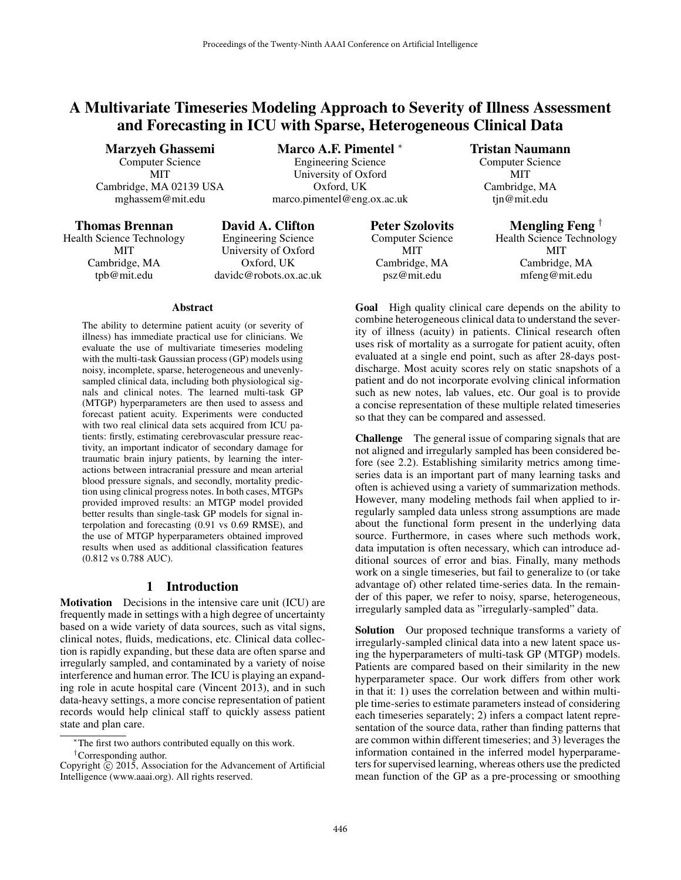# A Multivariate Timeseries Modeling Approach to Severity of Illness Assessment and Forecasting in ICU with Sparse, Heterogeneous Clinical Data

**Marzyeh Ghassemi**
Computer Science
MIT
Cambridge, MA 02139 USA
mghassem@mit.edu

**Marco A.F. Pimentel** [*]
Engineering Science
University of Oxford
Oxford, UK
marco.pimentel@eng.ox.ac.uk

**Tristan Naumann**
Computer Science
MIT
Cambridge, MA
tjn@mit.edu

**Thomas Brennan**
Health Science Technology
MIT
Cambridge, MA
tpb@mit.edu

**David A. Clifton**
Engineering Science
University of Oxford
Oxford, UK
davidc@robots.ox.ac.uk

**Peter Szolovits**
Computer Science
MIT
Cambridge, MA
psz@mit.edu

**Mengling Feng** [†]
Health Science Technology
MIT
Cambridge, MA
mfeng@mit.edu

### Abstract

The ability to determine patient acuity (or severity of illness) has immediate practical use for clinicians. We evaluate the use of multivariate timeseries modeling with the multi-task Gaussian process (GP) models using noisy, incomplete, sparse, heterogeneous and unevenly-sampled clinical data, including both physiological signals and clinical notes. The learned multi-task GP (MTGP) hyperparameters are then used to assess and forecast patient acuity. Experiments were conducted with two real clinical data sets acquired from ICU patients: firstly, estimating cerebrovascular pressure reactivity, an important indicator of secondary damage for traumatic brain injury patients, by learning the interactions between intracranial pressure and mean arterial blood pressure signals, and secondly, mortality prediction using clinical progress notes. In both cases, MTGPs provided improved results: an MTGP model provided better results than single-task GP models for signal interpolation and forecasting (0.91 vs 0.69 RMSE), and the use of MTGP hyperparameters obtained improved results when used as additional classification features (0.812 vs 0.788 AUC).

## 1 Introduction

**Motivation** Decisions in the intensive care unit (ICU) are frequently made in settings with a high degree of uncertainty based on a wide variety of data sources, such as vital signs, clinical notes, fluids, medications, etc. Clinical data collection is rapidly expanding, but these data are often sparse and irregularly sampled, and contaminated by a variety of noise interference and human error. The ICU is playing an expanding role in acute hospital care (Vincent 2013), and in such data-heavy settings, a more concise representation of patient records would help clinical staff to quickly assess patient state and plan care.

**Goal** High quality clinical care depends on the ability to combine heterogeneous clinical data to understand the severity of illness (acuity) in patients. Clinical research often uses risk of mortality as a surrogate for patient acuity, often evaluated at a single end point, such as after 28-days post-discharge. Most acuity scores rely on static snapshots of a patient and do not incorporate evolving clinical information such as new notes, lab values, etc. Our goal is to provide a concise representation of these multiple related timeseries so that they can be compared and assessed.

**Challenge** The general issue of comparing signals that are not aligned and irregularly sampled has been considered before (see 2.2). Establishing similarity metrics among timeseries data is an important part of many learning tasks and often is achieved using a variety of summarization methods. However, many modeling methods fail when applied to irregularly sampled data unless strong assumptions are made about the functional form present in the underlying data source. Furthermore, in cases where such methods work, data imputation is often necessary, which can introduce additional sources of error and bias. Finally, many methods work on a single timeseries, but fail to generalize to (or take advantage of) other related time-series data. In the remainder of this paper, we refer to noisy, sparse, heterogeneous, irregularly sampled data as "irregularly-sampled" data.

**Solution** Our proposed technique transforms a variety of irregularly-sampled clinical data into a new latent space using the hyperparameters of multi-task GP (MTGP) models. Patients are compared based on their similarity in the new hyperparameter space. Our work differs from other work in that it: 1) uses the correlation between and within multiple time-series to estimate parameters instead of considering each timeseries separately; 2) infers a compact latent representation of the source data, rather than finding patterns that are common within different timeseries; and 3) leverages the information contained in the inferred model hyperparameters for supervised learning, whereas others use the predicted mean function of the GP as a pre-processing or smoothing

[*] The first two authors contributed equally on this work.
[†] Corresponding author.
Copyright © 2015, Association for the Advancement of Artificial Intelligence (www.aaai.org). All rights reserved.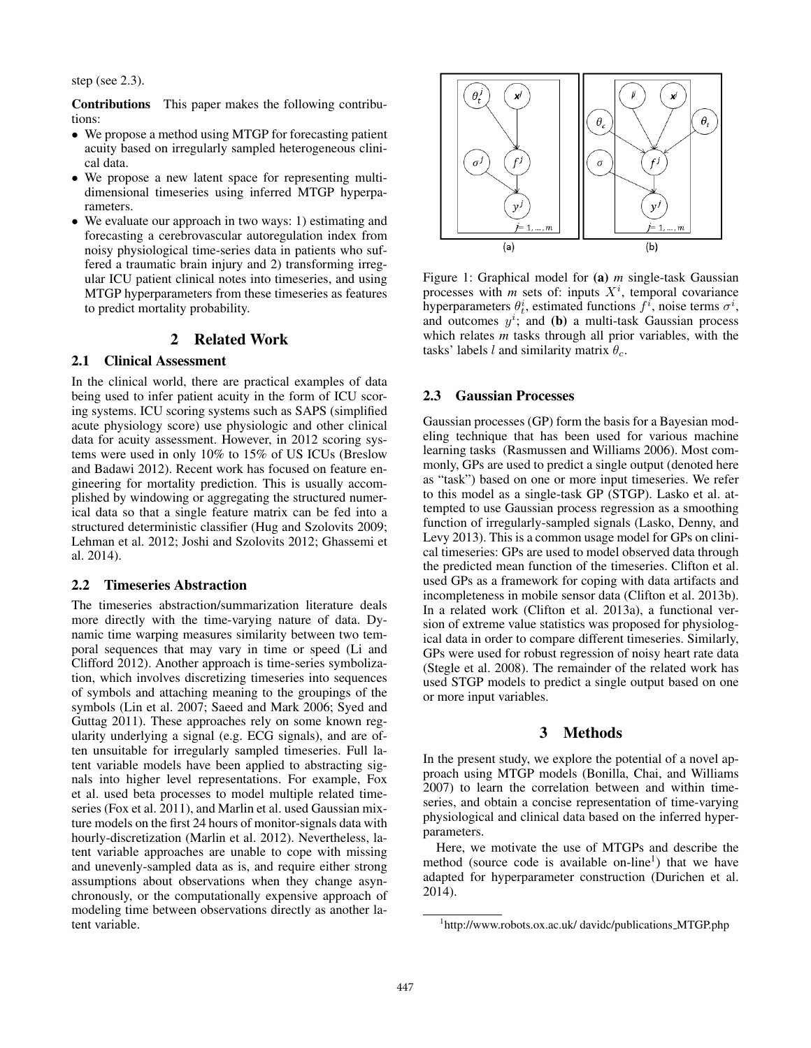step (see 2.3).

**Contributions** This paper makes the following contributions:

- We propose a method using MTGP for forecasting patient acuity based on irregularly sampled heterogeneous clinical data.
- We propose a new latent space for representing multi-dimensional timeseries using inferred MTGP hyperparameters.
- We evaluate our approach in two ways: 1) estimating and forecasting a cerebrovascular autoregulation index from noisy physiological time-series data in patients who suffered a traumatic brain injury and 2) transforming irregular ICU patient clinical notes into timeseries, and using MTGP hyperparameters from these timeseries as features to predict mortality probability.

## 2 Related Work

### 2.1 Clinical Assessment

In the clinical world, there are practical examples of data being used to infer patient acuity in the form of ICU scoring systems. ICU scoring systems such as SAPS (simplified acute physiology score) use physiologic and other clinical data for acuity assessment. However, in 2012 scoring systems were used in only 10% to 15% of US ICUs (Breslow and Badawi 2012). Recent work has focused on feature engineering for mortality prediction. This is usually accomplished by windowing or aggregating the structured numerical data so that a single feature matrix can be fed into a structured deterministic classifier (Hug and Szolovits 2009; Lehman et al. 2012; Joshi and Szolovits 2012; Ghassemi et al. 2014).

### 2.2 Timeseries Abstraction

The timeseries abstraction/summarization literature deals more directly with the time-varying nature of data. Dynamic time warping measures similarity between two temporal sequences that may vary in time or speed (Li and Clifford 2012). Another approach is time-series symbolization, which involves discretizing timeseries into sequences of symbols and attaching meaning to the groupings of the symbols (Lin et al. 2007; Saeed and Mark 2006; Syed and Guttag 2011). These approaches rely on some known regularity underlying a signal (e.g. ECG signals), and are often unsuitable for irregularly sampled timeseries. Full latent variable models have been applied to abstracting signals into higher level representations. For example, Fox et al. used beta processes to model multiple related timeseries (Fox et al. 2011), and Marlin et al. used Gaussian mixture models on the first 24 hours of monitor-signals data with hourly-discretization (Marlin et al. 2012). Nevertheless, latent variable approaches are unable to cope with missing and unevenly-sampled data as is, and require either strong assumptions about observations when they change asynchronously, or the computationally expensive approach of modeling time between observations directly as another latent variable.

Figure 1: Graphical model for **(a)** *m* single-task Gaussian processes with *m* sets of: inputs $X^i$, temporal covariance hyperparameters $\theta_t^i$, estimated functions $f^i$, noise terms $\sigma^i$, and outcomes $y^i$; and **(b)** a multi-task Gaussian process which relates *m* tasks through all prior variables, with the tasks' labels $l$ and similarity matrix $\theta_c$.

### 2.3 Gaussian Processes

Gaussian processes (GP) form the basis for a Bayesian modeling technique that has been used for various machine learning tasks (Rasmussen and Williams 2006). Most commonly, GPs are used to predict a single output (denoted here as "task") based on one or more input timeseries. We refer to this model as a single-task GP (STGP). Lasko et al. attempted to use Gaussian process regression as a smoothing function of irregularly-sampled signals (Lasko, Denny, and Levy 2013). This is a common usage model for GPs on clinical timeseries: GPs are used to model observed data through the predicted mean function of the timeseries. Clifton et al. used GPs as a framework for coping with data artifacts and incompleteness in mobile sensor data (Clifton et al. 2013b). In a related work (Clifton et al. 2013a), a functional version of extreme value statistics was proposed for physiological data in order to compare different timeseries. Similarly, GPs were used for robust regression of noisy heart rate data (Stegle et al. 2008). The remainder of the related work has used STGP models to predict a single output based on one or more input variables.

## 3 Methods

In the present study, we explore the potential of a novel approach using MTGP models (Bonilla, Chai, and Williams 2007) to learn the correlation between and within timeseries, and obtain a concise representation of time-varying physiological and clinical data based on the inferred hyperparameters.

Here, we motivate the use of MTGPs and describe the method (source code is available on-line[1]) that we have adapted for hyperparameter construction (Durichen et al. 2014).

[1] http://www.robots.ox.ac.uk/ davidc/publications_MTGP.php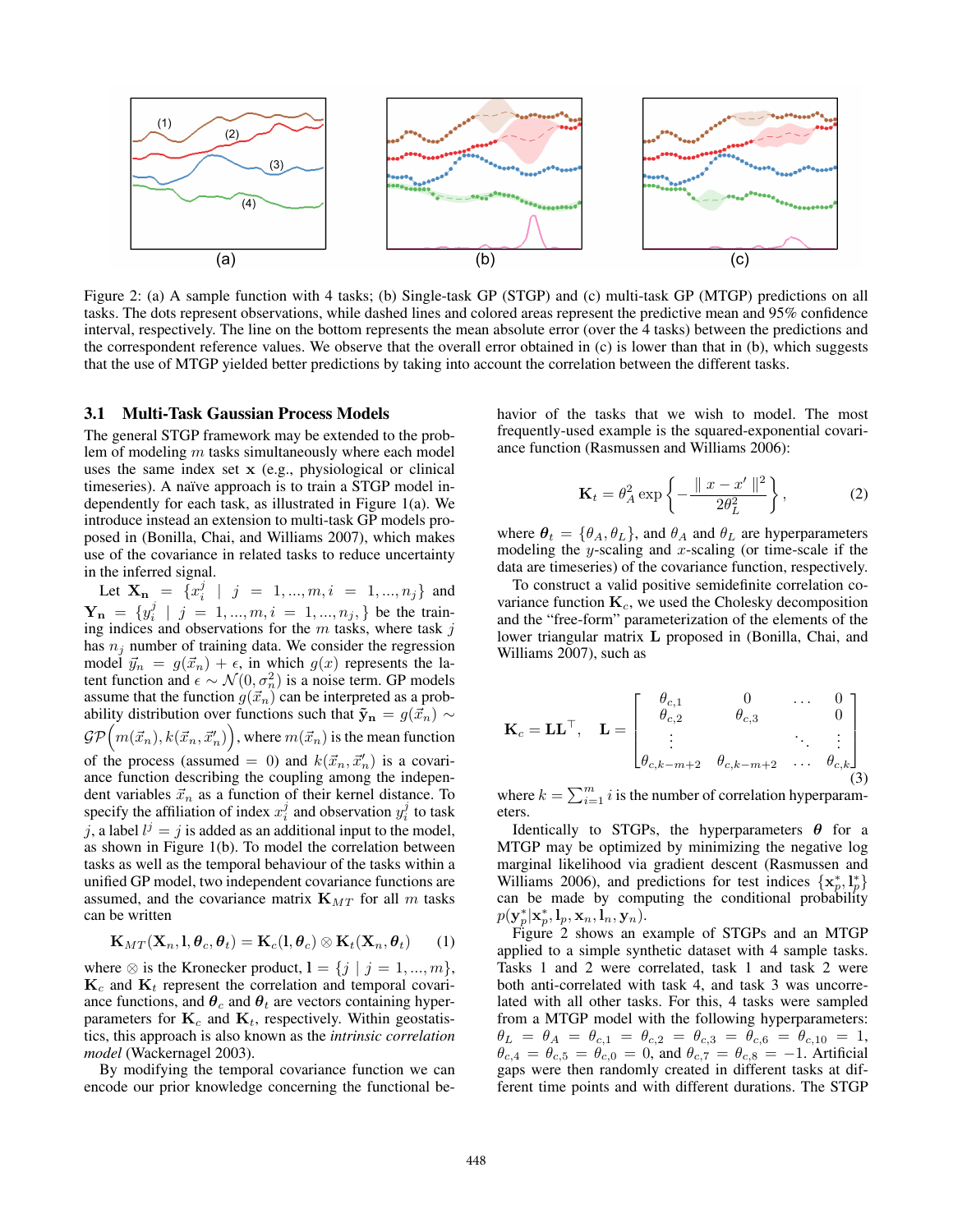Figure 2: (a) A sample function with 4 tasks; (b) Single-task GP (STGP) and (c) multi-task GP (MTGP) predictions on all tasks. The dots represent observations, while dashed lines and colored areas represent the predictive mean and 95% confidence interval, respectively. The line on the bottom represents the mean absolute error (over the 4 tasks) between the predictions and the correspondent reference values. We observe that the overall error obtained in (c) is lower than that in (b), which suggests that the use of MTGP yielded better predictions by taking into account the correlation between the different tasks.

### 3.1 Multi-Task Gaussian Process Models

The general STGP framework may be extended to the problem of modeling $m$ tasks simultaneously where each model uses the same index set $\mathbf{x}$ (e.g., physiological or clinical timeseries). A naïve approach is to train a STGP model independently for each task, as illustrated in Figure 1(a). We introduce instead an extension to multi-task GP models proposed in (Bonilla, Chai, and Williams 2007), which makes use of the covariance in related tasks to reduce uncertainty in the inferred signal.

Let $\mathbf{X_n} = \{x_i^j \mid j = 1, ..., m, i = 1, ..., n_j\}$ and $\mathbf{Y_n} = \{y_i^j \mid j = 1, ..., m, i = 1, ..., n_j,\}$ be the training indices and observations for the $m$ tasks, where task $j$ has $n_j$ number of training data. We consider the regression model $\vec{y}_n = g(\vec{x}_n) + \epsilon$, in which $g(x)$ represents the latent function and $\epsilon \sim \mathcal{N}(0, \sigma_n^2)$ is a noise term. GP models assume that the function $g(\vec{x}_n)$ can be interpreted as a probability distribution over functions such that $\tilde{\mathbf{y}}_\mathbf{n} = g(\vec{x}_n) \sim \mathcal{GP}\Big(m(\vec{x}_n), k(\vec{x}_n, \vec{x}_n')\Big)$, where $m(\vec{x}_n)$ is the mean function of the process (assumed $= 0$) and $k(\vec{x}_n, \vec{x}_n')$ is a covariance function describing the coupling among the independent variables $\vec{x}_n$ as a function of their kernel distance. To specify the affiliation of index $x_i^j$ and observation $y_i^j$ to task $j$, a label $l^j = j$ is added as an additional input to the model, as shown in Figure 1(b). To model the correlation between tasks as well as the temporal behaviour of the tasks within a unified GP model, two independent covariance functions are assumed, and the covariance matrix $\mathbf{K}_{MT}$ for all $m$ tasks can be written

$$\mathbf{K}_{MT}(\mathbf{X}_n, \mathbf{l}, \boldsymbol{\theta}_c, \boldsymbol{\theta}_t) = \mathbf{K}_c(\mathbf{l}, \boldsymbol{\theta}_c) \otimes \mathbf{K}_t(\mathbf{X}_n, \boldsymbol{\theta}_t) \tag{1}$$

where $\otimes$ is the Kronecker product, $\mathbf{l} = \{j \mid j = 1, ..., m\}$, $\mathbf{K}_c$ and $\mathbf{K}_t$ represent the correlation and temporal covariance functions, and $\boldsymbol{\theta}_c$ and $\boldsymbol{\theta}_t$ are vectors containing hyperparameters for $\mathbf{K}_c$ and $\mathbf{K}_t$, respectively. Within geostatistics, this approach is also known as the *intrinsic correlation model* (Wackernagel 2003).

By modifying the temporal covariance function we can encode our prior knowledge concerning the functional behavior of the tasks that we wish to model. The most frequently-used example is the squared-exponential covariance function (Rasmussen and Williams 2006):

$$\mathbf{K}_t = \theta_A^2 \exp\left\{-\frac{\parallel x - x' \parallel^2}{2\theta_L^2}\right\}, \tag{2}$$

where $\boldsymbol{\theta}_t = \{\theta_A, \theta_L\}$, and $\theta_A$ and $\theta_L$ are hyperparameters modeling the $y$-scaling and $x$-scaling (or time-scale if the data are timeseries) of the covariance function, respectively.

To construct a valid positive semidefinite correlation covariance function $\mathbf{K}_c$, we used the Cholesky decomposition and the "free-form" parameterization of the elements of the lower triangular matrix $\mathbf{L}$ proposed in (Bonilla, Chai, and Williams 2007), such as

$$\mathbf{K}_c = \mathbf{L}\mathbf{L}^\top, \quad \mathbf{L} = \begin{bmatrix} \theta_{c,1} & 0 & \dots & 0 \\ \theta_{c,2} & \theta_{c,3} & & 0 \\ \vdots & & \ddots & \vdots \\ \theta_{c,k-m+2} & \theta_{c,k-m+2} & \dots & \theta_{c,k} \end{bmatrix} \tag{3}$$

where $k = \sum_{i=1}^{m} i$ is the number of correlation hyperparameters.

Identically to STGPs, the hyperparameters $\boldsymbol{\theta}$ for a MTGP may be optimized by minimizing the negative log marginal likelihood via gradient descent (Rasmussen and Williams 2006), and predictions for test indices $\{\mathbf{x}_p^*, \mathbf{l}_p^*\}$ can be made by computing the conditional probability $p(\mathbf{y}_p^* | \mathbf{x}_p^*, \mathbf{l}_p, \mathbf{x}_n, \mathbf{l}_n, \mathbf{y}_n)$.

Figure 2 shows an example of STGPs and an MTGP applied to a simple synthetic dataset with 4 sample tasks. Tasks 1 and 2 were correlated, task 1 and task 2 were both anti-correlated with task 4, and task 3 was uncorrelated with all other tasks. For this, 4 tasks were sampled from a MTGP model with the following hyperparameters: $\theta_L = \theta_A = \theta_{c,1} = \theta_{c,2} = \theta_{c,3} = \theta_{c,6} = \theta_{c,10} = 1$, $\theta_{c,4} = \theta_{c,5} = \theta_{c,0} = 0$, and $\theta_{c,7} = \theta_{c,8} = -1$. Artificial gaps were then randomly created in different tasks at different time points and with different durations. The STGP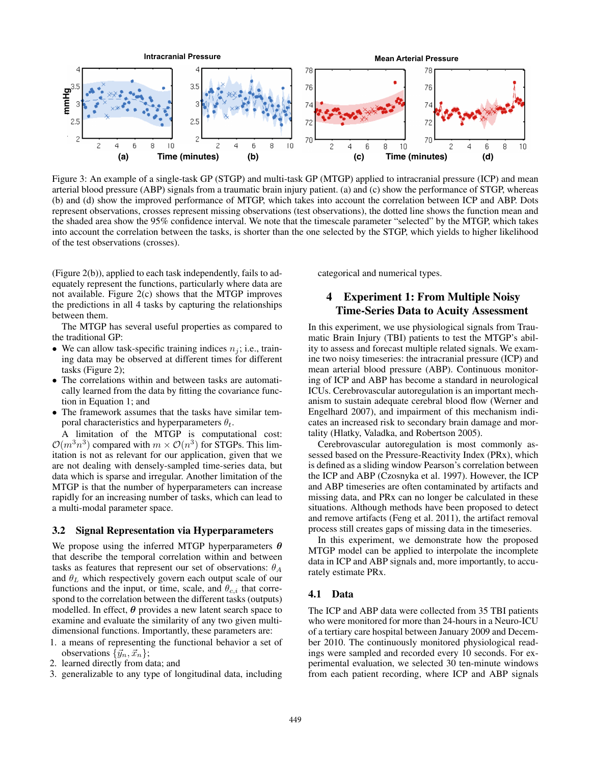Figure 3: An example of a single-task GP (STGP) and multi-task GP (MTGP) applied to intracranial pressure (ICP) and mean arterial blood pressure (ABP) signals from a traumatic brain injury patient. (a) and (c) show the performance of STGP, whereas (b) and (d) show the improved performance of MTGP, which takes into account the correlation between ICP and ABP. Dots represent observations, crosses represent missing observations (test observations), the dotted line shows the function mean and the shaded area show the 95% confidence interval. We note that the timescale parameter "selected" by the MTGP, which takes into account the correlation between the tasks, is shorter than the one selected by the STGP, which yields to higher likelihood of the test observations (crosses).

(Figure 2(b)), applied to each task independently, fails to adequately represent the functions, particularly where data are not available. Figure 2(c) shows that the MTGP improves the predictions in all 4 tasks by capturing the relationships between them.

The MTGP has several useful properties as compared to the traditional GP:

- We can allow task-specific training indices $n_j$; i.e., training data may be observed at different times for different tasks (Figure 2);
- The correlations within and between tasks are automatically learned from the data by fitting the covariance function in Equation 1; and
- The framework assumes that the tasks have similar temporal characteristics and hyperparameters $\theta_t$.

A limitation of the MTGP is computational cost: $\mathcal{O}(m^3n^3)$ compared with $m \times \mathcal{O}(n^3)$ for STGPs. This limitation is not as relevant for our application, given that we are not dealing with densely-sampled time-series data, but data which is sparse and irregular. Another limitation of the MTGP is that the number of hyperparameters can increase rapidly for an increasing number of tasks, which can lead to a multi-modal parameter space.

## 3.2 Signal Representation via Hyperparameters

We propose using the inferred MTGP hyperparameters $\boldsymbol{\theta}$ that describe the temporal correlation within and between tasks as features that represent our set of observations: $\theta_A$ and $\theta_L$ which respectively govern each output scale of our functions and the input, or time, scale, and $\theta_{c,i}$ that correspond to the correlation between the different tasks (outputs) modelled. In effect, $\boldsymbol{\theta}$ provides a new latent search space to examine and evaluate the similarity of any two given multi-dimensional functions. Importantly, these parameters are:

1. a means of representing the functional behavior a set of observations $\{\vec{y}_n, \vec{x}_n\}$;
2. learned directly from data; and
3. generalizable to any type of longitudinal data, including categorical and numerical types.

# 4 Experiment 1: From Multiple Noisy Time-Series Data to Acuity Assessment

In this experiment, we use physiological signals from Traumatic Brain Injury (TBI) patients to test the MTGP's ability to assess and forecast multiple related signals. We examine two noisy timeseries: the intracranial pressure (ICP) and mean arterial blood pressure (ABP). Continuous monitoring of ICP and ABP has become a standard in neurological ICUs. Cerebrovascular autoregulation is an important mechanism to sustain adequate cerebral blood flow (Werner and Engelhard 2007), and impairment of this mechanism indicates an increased risk to secondary brain damage and mortality (Hlatky, Valadka, and Robertson 2005).

Cerebrovascular autoregulation is most commonly assessed based on the Pressure-Reactivity Index (PRx), which is defined as a sliding window Pearson's correlation between the ICP and ABP (Czosnyka et al. 1997). However, the ICP and ABP timeseries are often contaminated by artifacts and missing data, and PRx can no longer be calculated in these situations. Although methods have been proposed to detect and remove artifacts (Feng et al. 2011), the artifact removal process still creates gaps of missing data in the timeseries.

In this experiment, we demonstrate how the proposed MTGP model can be applied to interpolate the incomplete data in ICP and ABP signals and, more importantly, to accurately estimate PRx.

## 4.1 Data

The ICP and ABP data were collected from 35 TBI patients who were monitored for more than 24-hours in a Neuro-ICU of a tertiary care hospital between January 2009 and December 2010. The continuously monitored physiological readings were sampled and recorded every 10 seconds. For experimental evaluation, we selected 30 ten-minute windows from each patient recording, where ICP and ABP signals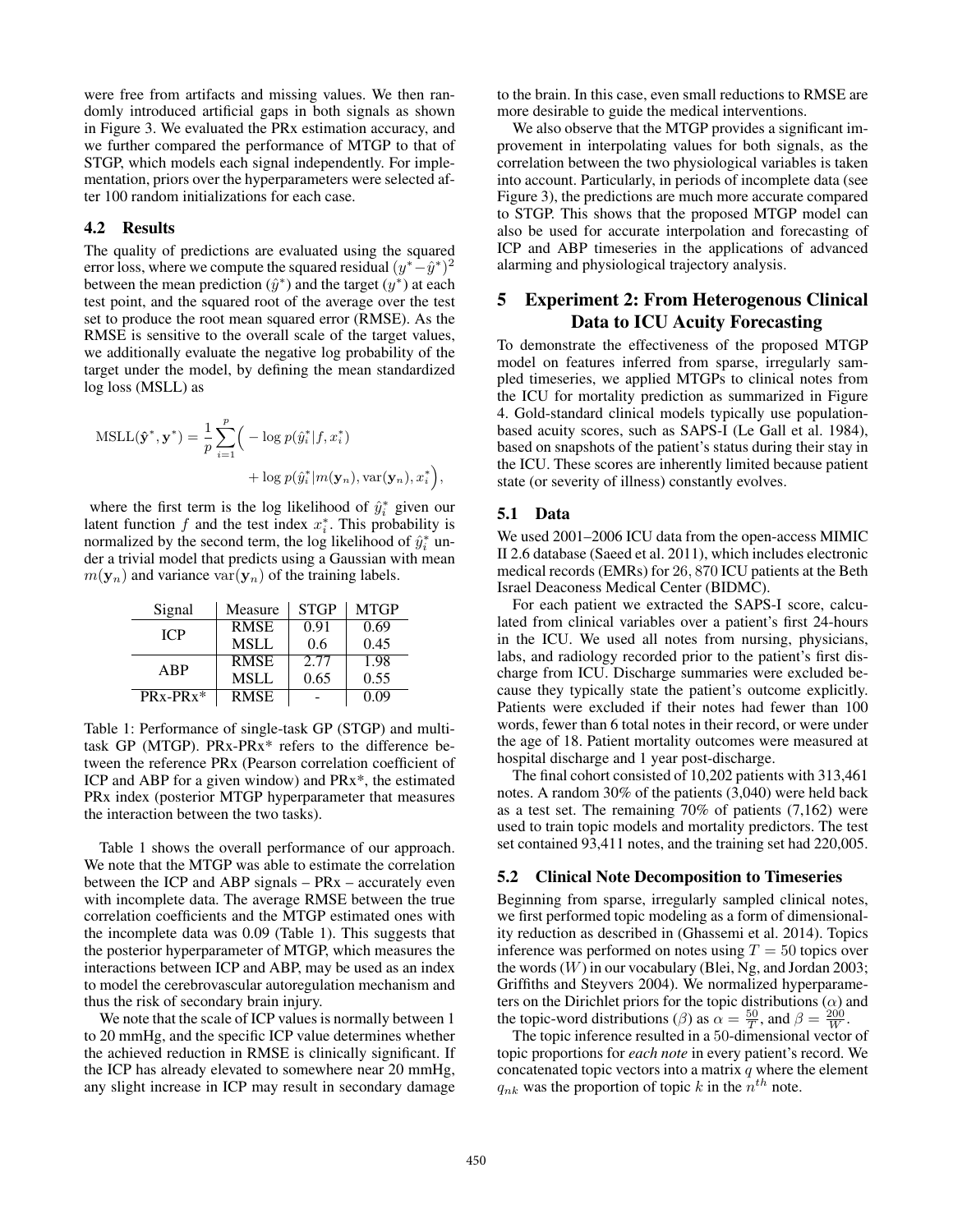were free from artifacts and missing values. We then randomly introduced artificial gaps in both signals as shown in Figure 3. We evaluated the PRx estimation accuracy, and we further compared the performance of MTGP to that of STGP, which models each signal independently. For implementation, priors over the hyperparameters were selected after 100 random initializations for each case.

### 4.2 Results

The quality of predictions are evaluated using the squared error loss, where we compute the squared residual $(y^* - \hat{y}^*)^2$ between the mean prediction ($\hat{y}^*$) and the target ($y^*$) at each test point, and the squared root of the average over the test set to produce the root mean squared error (RMSE). As the RMSE is sensitive to the overall scale of the target values, we additionally evaluate the negative log probability of the target under the model, by defining the mean standardized log loss (MSLL) as

$$\mathrm{MSLL}(\hat{\mathbf{y}}^*, \mathbf{y}^*) = \frac{1}{p}\sum_{i=1}^{p}\Big( -\log p(\hat{y}_i^*|f, x_i^*) + \log p(\hat{y}_i^*|m(\mathbf{y}_n), \mathrm{var}(\mathbf{y}_n), x_i^*\Big),$$

where the first term is the log likelihood of $\hat{y}_i^*$ given our latent function $f$ and the test index $x_i^*$. This probability is normalized by the second term, the log likelihood of $\hat{y}_i^*$ under a trivial model that predicts using a Gaussian with mean $m(\mathbf{y}_n)$ and variance $\mathrm{var}(\mathbf{y}_n)$ of the training labels.

| Signal | Measure | STGP | MTGP |
|---|---|---|---|
| ICP | RMSE | 0.91 | 0.69 |
| | MSLL | 0.6 | 0.45 |
| ABP | RMSE | 2.77 | 1.98 |
| | MSLL | 0.65 | 0.55 |
| PRx-PRx* | RMSE | - | 0.09 |

Table 1: Performance of single-task GP (STGP) and multi-task GP (MTGP). PRx-PRx* refers to the difference between the reference PRx (Pearson correlation coefficient of ICP and ABP for a given window) and PRx*, the estimated PRx index (posterior MTGP hyperparameter that measures the interaction between the two tasks).

Table 1 shows the overall performance of our approach. We note that the MTGP was able to estimate the correlation between the ICP and ABP signals – PRx – accurately even with incomplete data. The average RMSE between the true correlation coefficients and the MTGP estimated ones with the incomplete data was 0.09 (Table 1). This suggests that the posterior hyperparameter of MTGP, which measures the interactions between ICP and ABP, may be used as an index to model the cerebrovascular autoregulation mechanism and thus the risk of secondary brain injury.

We note that the scale of ICP values is normally between 1 to 20 mmHg, and the specific ICP value determines whether the achieved reduction in RMSE is clinically significant. If the ICP has already elevated to somewhere near 20 mmHg, any slight increase in ICP may result in secondary damage to the brain. In this case, even small reductions to RMSE are more desirable to guide the medical interventions.

We also observe that the MTGP provides a significant improvement in interpolating values for both signals, as the correlation between the two physiological variables is taken into account. Particularly, in periods of incomplete data (see Figure 3), the predictions are much more accurate compared to STGP. This shows that the proposed MTGP model can also be used for accurate interpolation and forecasting of ICP and ABP timeseries in the applications of advanced alarming and physiological trajectory analysis.

## 5 Experiment 2: From Heterogenous Clinical Data to ICU Acuity Forecasting

To demonstrate the effectiveness of the proposed MTGP model on features inferred from sparse, irregularly sampled timeseries, we applied MTGPs to clinical notes from the ICU for mortality prediction as summarized in Figure 4. Gold-standard clinical models typically use population-based acuity scores, such as SAPS-I (Le Gall et al. 1984), based on snapshots of the patient's status during their stay in the ICU. These scores are inherently limited because patient state (or severity of illness) constantly evolves.

### 5.1 Data

We used 2001–2006 ICU data from the open-access MIMIC II 2.6 database (Saeed et al. 2011), which includes electronic medical records (EMRs) for $26,870$ ICU patients at the Beth Israel Deaconess Medical Center (BIDMC).

For each patient we extracted the SAPS-I score, calculated from clinical variables over a patient's first 24-hours in the ICU. We used all notes from nursing, physicians, labs, and radiology recorded prior to the patient's first discharge from ICU. Discharge summaries were excluded because they typically state the patient's outcome explicitly. Patients were excluded if their notes had fewer than 100 words, fewer than 6 total notes in their record, or were under the age of 18. Patient mortality outcomes were measured at hospital discharge and 1 year post-discharge.

The final cohort consisted of 10,202 patients with 313,461 notes. A random 30% of the patients (3,040) were held back as a test set. The remaining 70% of patients (7,162) were used to train topic models and mortality predictors. The test set contained 93,411 notes, and the training set had 220,005.

### 5.2 Clinical Note Decomposition to Timeseries

Beginning from sparse, irregularly sampled clinical notes, we first performed topic modeling as a form of dimensionality reduction as described in (Ghassemi et al. 2014). Topics inference was performed on notes using $T = 50$ topics over the words ($W$) in our vocabulary (Blei, Ng, and Jordan 2003; Griffiths and Steyvers 2004). We normalized hyperparameters on the Dirichlet priors for the topic distributions ($\alpha$) and the topic-word distributions ($\beta$) as $\alpha = \frac{50}{T}$, and $\beta = \frac{200}{W}$.

The topic inference resulted in a $50$-dimensional vector of topic proportions for *each note* in every patient's record. We concatenated topic vectors into a matrix $q$ where the element $q_{nk}$ was the proportion of topic $k$ in the $n^{th}$ note.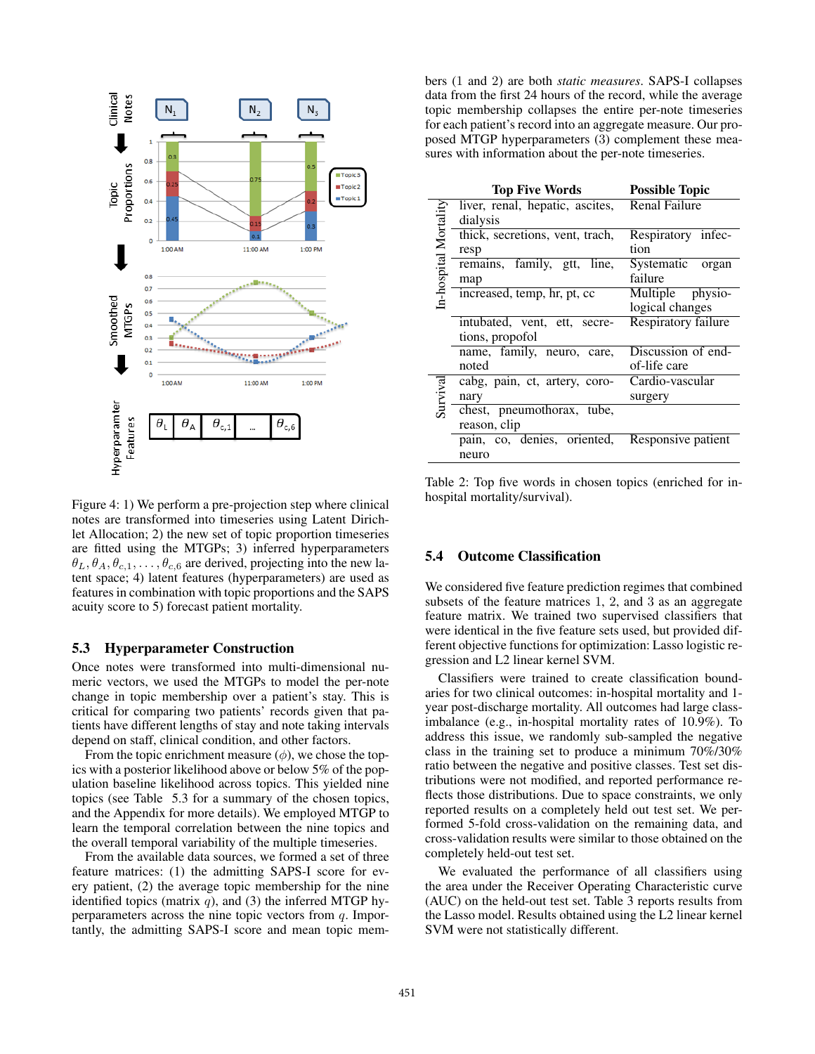Figure 4: 1) We perform a pre-projection step where clinical notes are transformed into timeseries using Latent Dirichlet Allocation; 2) the new set of topic proportion timeseries are fitted using the MTGPs; 3) inferred hyperparameters $\theta_L, \theta_A, \theta_{c,1}, \ldots, \theta_{c,6}$ are derived, projecting into the new latent space; 4) latent features (hyperparameters) are used as features in combination with topic proportions and the SAPS acuity score to 5) forecast patient mortality.

### 5.3 Hyperparameter Construction

Once notes were transformed into multi-dimensional numeric vectors, we used the MTGPs to model the per-note change in topic membership over a patient's stay. This is critical for comparing two patients' records given that patients have different lengths of stay and note taking intervals depend on staff, clinical condition, and other factors.

From the topic enrichment measure ($\phi$), we chose the topics with a posterior likelihood above or below 5% of the population baseline likelihood across topics. This yielded nine topics (see Table 5.3 for a summary of the chosen topics, and the Appendix for more details). We employed MTGP to learn the temporal correlation between the nine topics and the overall temporal variability of the multiple timeseries.

From the available data sources, we formed a set of three feature matrices: (1) the admitting SAPS-I score for every patient, (2) the average topic membership for the nine identified topics (matrix $q$), and (3) the inferred MTGP hyperparameters across the nine topic vectors from $q$. Importantly, the admitting SAPS-I score and mean topic members (1 and 2) are both *static measures*. SAPS-I collapses data from the first 24 hours of the record, while the average topic membership collapses the entire per-note timeseries for each patient's record into an aggregate measure. Our proposed MTGP hyperparameters (3) complement these measures with information about the per-note timeseries.

| | Top Five Words | Possible Topic |
|---|---|---|
| In-hospital Mortality | liver, renal, hepatic, ascites, dialysis | Renal Failure |
| | thick, secretions, vent, trach, resp | Respiratory infection |
| | remains, family, gtt, line, map | Systematic organ failure |
| | increased, temp, hr, pt, cc | Multiple physiological changes |
| | intubated, vent, ett, secretions, propofol | Respiratory failure |
| | name, family, neuro, care, noted | Discussion of end-of-life care |
| Survival | cabg, pain, ct, artery, coronary | Cardio-vascular surgery |
| | chest, pneumothorax, tube, reason, clip | |
| | pain, co, denies, oriented, neuro | Responsive patient |

Table 2: Top five words in chosen topics (enriched for in-hospital mortality/survival).

### 5.4 Outcome Classification

We considered five feature prediction regimes that combined subsets of the feature matrices 1, 2, and 3 as an aggregate feature matrix. We trained two supervised classifiers that were identical in the five feature sets used, but provided different objective functions for optimization: Lasso logistic regression and L2 linear kernel SVM.

Classifiers were trained to create classification boundaries for two clinical outcomes: in-hospital mortality and 1-year post-discharge mortality. All outcomes had large class-imbalance (e.g., in-hospital mortality rates of 10.9%). To address this issue, we randomly sub-sampled the negative class in the training set to produce a minimum 70%/30% ratio between the negative and positive classes. Test set distributions were not modified, and reported performance reflects those distributions. Due to space constraints, we only reported results on a completely held out test set. We performed 5-fold cross-validation on the remaining data, and cross-validation results were similar to those obtained on the completely held-out test set.

We evaluated the performance of all classifiers using the area under the Receiver Operating Characteristic curve (AUC) on the held-out test set. Table 3 reports results from the Lasso model. Results obtained using the L2 linear kernel SVM were not statistically different.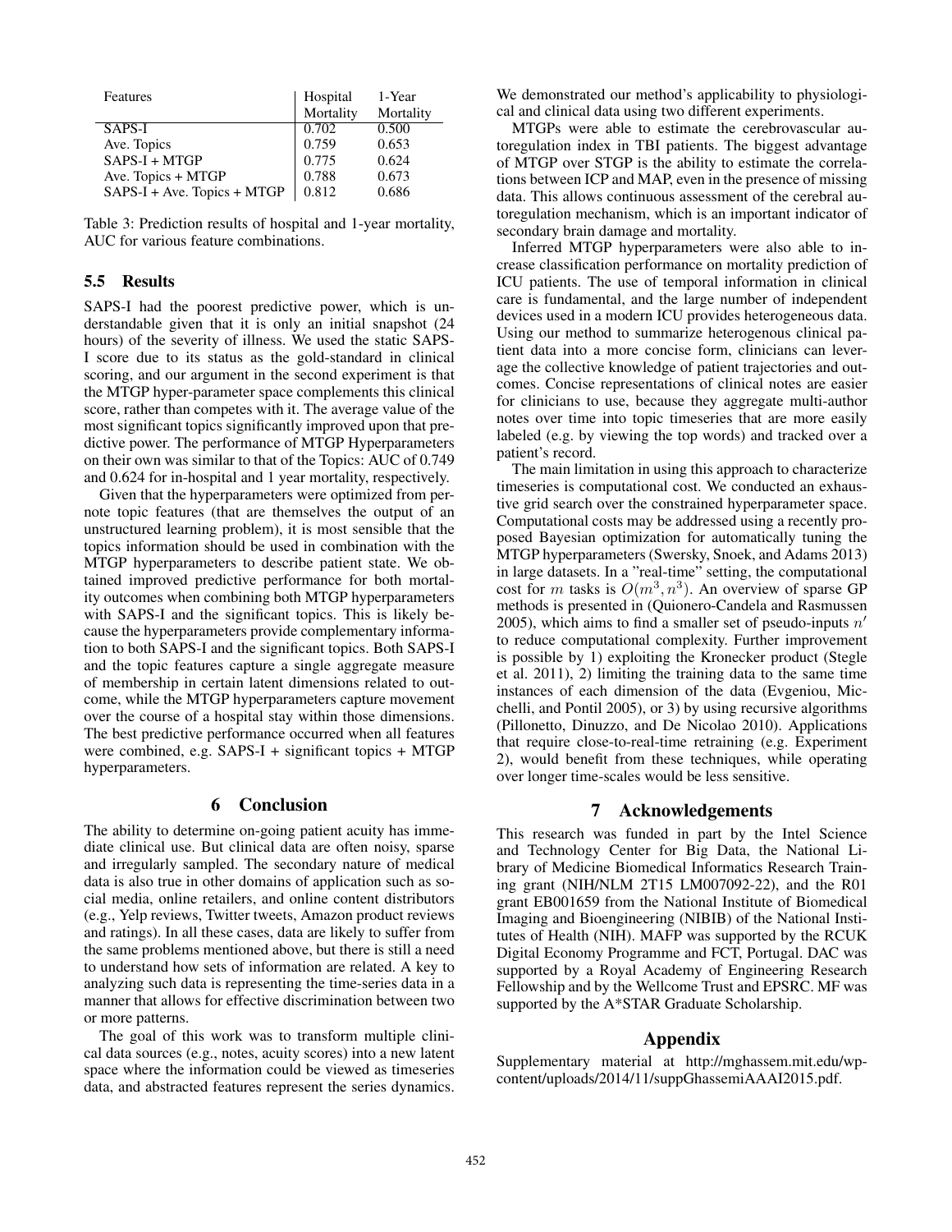| Features | Hospital Mortality | 1-Year Mortality |
|---|---|---|
| SAPS-I | 0.702 | 0.500 |
| Ave. Topics | 0.759 | 0.653 |
| SAPS-I + MTGP | 0.775 | 0.624 |
| Ave. Topics + MTGP | 0.788 | 0.673 |
| SAPS-I + Ave. Topics + MTGP | 0.812 | 0.686 |

Table 3: Prediction results of hospital and 1-year mortality, AUC for various feature combinations.

### 5.5 Results

SAPS-I had the poorest predictive power, which is understandable given that it is only an initial snapshot (24 hours) of the severity of illness. We used the static SAPS-I score due to its status as the gold-standard in clinical scoring, and our argument in the second experiment is that the MTGP hyper-parameter space complements this clinical score, rather than competes with it. The average value of the most significant topics significantly improved upon that predictive power. The performance of MTGP Hyperparameters on their own was similar to that of the Topics: AUC of 0.749 and 0.624 for in-hospital and 1 year mortality, respectively.

Given that the hyperparameters were optimized from per-note topic features (that are themselves the output of an unstructured learning problem), it is most sensible that the topics information should be used in combination with the MTGP hyperparameters to describe patient state. We obtained improved predictive performance for both mortality outcomes when combining both MTGP hyperparameters with SAPS-I and the significant topics. This is likely because the hyperparameters provide complementary information to both SAPS-I and the significant topics. Both SAPS-I and the topic features capture a single aggregate measure of membership in certain latent dimensions related to outcome, while the MTGP hyperparameters capture movement over the course of a hospital stay within those dimensions. The best predictive performance occurred when all features were combined, e.g. SAPS-I + significant topics + MTGP hyperparameters.

## 6 Conclusion

The ability to determine on-going patient acuity has immediate clinical use. But clinical data are often noisy, sparse and irregularly sampled. The secondary nature of medical data is also true in other domains of application such as social media, online retailers, and online content distributors (e.g., Yelp reviews, Twitter tweets, Amazon product reviews and ratings). In all these cases, data are likely to suffer from the same problems mentioned above, but there is still a need to understand how sets of information are related. A key to analyzing such data is representing the time-series data in a manner that allows for effective discrimination between two or more patterns.

The goal of this work was to transform multiple clinical data sources (e.g., notes, acuity scores) into a new latent space where the information could be viewed as timeseries data, and abstracted features represent the series dynamics. We demonstrated our method's applicability to physiological and clinical data using two different experiments.

MTGPs were able to estimate the cerebrovascular autoregulation index in TBI patients. The biggest advantage of MTGP over STGP is the ability to estimate the correlations between ICP and MAP, even in the presence of missing data. This allows continuous assessment of the cerebral autoregulation mechanism, which is an important indicator of secondary brain damage and mortality.

Inferred MTGP hyperparameters were also able to increase classification performance on mortality prediction of ICU patients. The use of temporal information in clinical care is fundamental, and the large number of independent devices used in a modern ICU provides heterogeneous data. Using our method to summarize heterogenous clinical patient data into a more concise form, clinicians can leverage the collective knowledge of patient trajectories and outcomes. Concise representations of clinical notes are easier for clinicians to use, because they aggregate multi-author notes over time into topic timeseries that are more easily labeled (e.g. by viewing the top words) and tracked over a patient's record.

The main limitation in using this approach to characterize timeseries is computational cost. We conducted an exhaustive grid search over the constrained hyperparameter space. Computational costs may be addressed using a recently proposed Bayesian optimization for automatically tuning the MTGP hyperparameters (Swersky, Snoek, and Adams 2013) in large datasets. In a "real-time" setting, the computational cost for $m$ tasks is $O(m^3, n^3)$. An overview of sparse GP methods is presented in (Quionero-Candela and Rasmussen 2005), which aims to find a smaller set of pseudo-inputs $n'$ to reduce computational complexity. Further improvement is possible by 1) exploiting the Kronecker product (Stegle et al. 2011), 2) limiting the training data to the same time instances of each dimension of the data (Evgeniou, Micchelli, and Pontil 2005), or 3) by using recursive algorithms (Pillonetto, Dinuzzo, and De Nicolao 2010). Applications that require close-to-real-time retraining (e.g. Experiment 2), would benefit from these techniques, while operating over longer time-scales would be less sensitive.

## 7 Acknowledgements

This research was funded in part by the Intel Science and Technology Center for Big Data, the National Library of Medicine Biomedical Informatics Research Training grant (NIH/NLM 2T15 LM007092-22), and the R01 grant EB001659 from the National Institute of Biomedical Imaging and Bioengineering (NIBIB) of the National Institutes of Health (NIH). MAFP was supported by the RCUK Digital Economy Programme and FCT, Portugal. DAC was supported by a Royal Academy of Engineering Research Fellowship and by the Wellcome Trust and EPSRC. MF was supported by the A*STAR Graduate Scholarship.

## Appendix

Supplementary material at http://mghassem.mit.edu/wp-content/uploads/2014/11/suppGhassemiAAAI2015.pdf.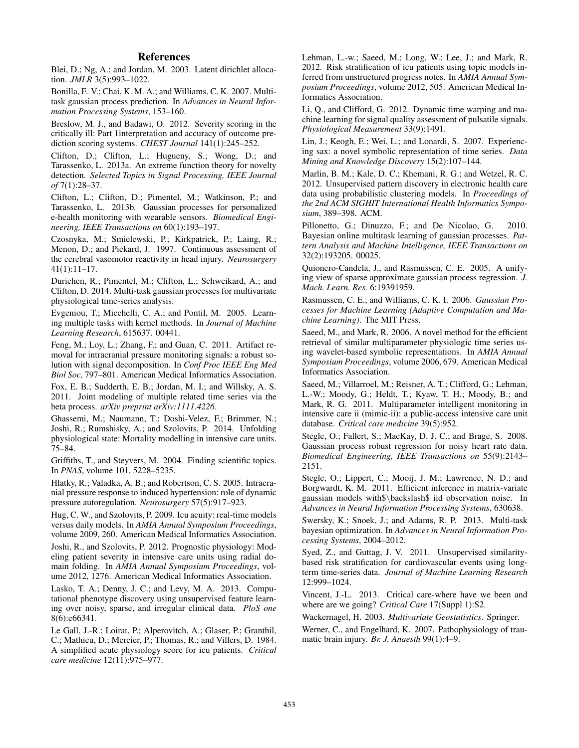## References

Blei, D.; Ng, A.; and Jordan, M. 2003. Latent dirichlet allocation. *JMLR* 3(5):993–1022.

Bonilla, E. V.; Chai, K. M. A.; and Williams, C. K. 2007. Multi-task gaussian process prediction. In *Advances in Neural Information Processing Systems*, 153–160.

Breslow, M. J., and Badawi, O. 2012. Severity scoring in the critically ill: Part 1interpretation and accuracy of outcome prediction scoring systems. *CHEST Journal* 141(1):245–252.

Clifton, D.; Clifton, L.; Hugueny, S.; Wong, D.; and Tarassenko, L. 2013a. An extreme function theory for novelty detection. *Selected Topics in Signal Processing, IEEE Journal of* 7(1):28–37.

Clifton, L.; Clifton, D.; Pimentel, M.; Watkinson, P.; and Tarassenko, L. 2013b. Gaussian processes for personalized e-health monitoring with wearable sensors. *Biomedical Engineering, IEEE Transactions on* 60(1):193–197.

Czosnyka, M.; Smielewski, P.; Kirkpatrick, P.; Laing, R.; Menon, D.; and Pickard, J. 1997. Continuous assessment of the cerebral vasomotor reactivity in head injury. *Neurosurgery* 41(1):11–17.

Durichen, R.; Pimentel, M.; Clifton, L.; Schweikard, A.; and Clifton, D. 2014. Multi-task gaussian processes for multivariate physiological time-series analysis.

Evgeniou, T.; Micchelli, C. A.; and Pontil, M. 2005. Learning multiple tasks with kernel methods. In *Journal of Machine Learning Research*, 615637. 00441.

Feng, M.; Loy, L.; Zhang, F.; and Guan, C. 2011. Artifact removal for intracranial pressure monitoring signals: a robust solution with signal decomposition. In *Conf Proc IEEE Eng Med Biol Soc*, 797–801. American Medical Informatics Association.

Fox, E. B.; Sudderth, E. B.; Jordan, M. I.; and Willsky, A. S. 2011. Joint modeling of multiple related time series via the beta process. *arXiv preprint arXiv:1111.4226*.

Ghassemi, M.; Naumann, T.; Doshi-Velez, F.; Brimmer, N.; Joshi, R.; Rumshisky, A.; and Szolovits, P. 2014. Unfolding physiological state: Mortality modelling in intensive care units. 75–84.

Griffiths, T., and Steyvers, M. 2004. Finding scientific topics. In *PNAS*, volume 101, 5228–5235.

Hlatky, R.; Valadka, A. B.; and Robertson, C. S. 2005. Intracranial pressure response to induced hypertension: role of dynamic pressure autoregulation. *Neurosurgery* 57(5):917–923.

Hug, C. W., and Szolovits, P. 2009. Icu acuity: real-time models versus daily models. In *AMIA Annual Symposium Proceedings*, volume 2009, 260. American Medical Informatics Association.

Joshi, R., and Szolovits, P. 2012. Prognostic physiology: Modeling patient severity in intensive care units using radial domain folding. In *AMIA Annual Symposium Proceedings*, volume 2012, 1276. American Medical Informatics Association.

Lasko, T. A.; Denny, J. C.; and Levy, M. A. 2013. Computational phenotype discovery using unsupervised feature learning over noisy, sparse, and irregular clinical data. *PloS one* 8(6):e66341.

Le Gall, J.-R.; Loirat, P.; Alperovitch, A.; Glaser, P.; Granthil, C.; Mathieu, D.; Mercier, P.; Thomas, R.; and Villers, D. 1984. A simplified acute physiology score for icu patients. *Critical care medicine* 12(11):975–977.

Lehman, L.-w.; Saeed, M.; Long, W.; Lee, J.; and Mark, R. 2012. Risk stratification of icu patients using topic models inferred from unstructured progress notes. In *AMIA Annual Symposium Proceedings*, volume 2012, 505. American Medical Informatics Association.

Li, Q., and Clifford, G. 2012. Dynamic time warping and machine learning for signal quality assessment of pulsatile signals. *Physiological Measurement* 33(9):1491.

Lin, J.; Keogh, E.; Wei, L.; and Lonardi, S. 2007. Experiencing sax: a novel symbolic representation of time series. *Data Mining and Knowledge Discovery* 15(2):107–144.

Marlin, B. M.; Kale, D. C.; Khemani, R. G.; and Wetzel, R. C. 2012. Unsupervised pattern discovery in electronic health care data using probabilistic clustering models. In *Proceedings of the 2nd ACM SIGHIT International Health Informatics Symposium*, 389–398. ACM.

Pillonetto, G.; Dinuzzo, F.; and De Nicolao, G. 2010. Bayesian online multitask learning of gaussian processes. *Pattern Analysis and Machine Intelligence, IEEE Transactions on* 32(2):193205. 00025.

Quionero-Candela, J., and Rasmussen, C. E. 2005. A unifying view of sparse approximate gaussian process regression. *J. Mach. Learn. Res.* 6:19391959.

Rasmussen, C. E., and Williams, C. K. I. 2006. *Gaussian Processes for Machine Learning (Adaptive Computation and Machine Learning)*. The MIT Press.

Saeed, M., and Mark, R. 2006. A novel method for the efficient retrieval of similar multiparameter physiologic time series using wavelet-based symbolic representations. In *AMIA Annual Symposium Proceedings*, volume 2006, 679. American Medical Informatics Association.

Saeed, M.; Villarroel, M.; Reisner, A. T.; Clifford, G.; Lehman, L.-W.; Moody, G.; Heldt, T.; Kyaw, T. H.; Moody, B.; and Mark, R. G. 2011. Multiparameter intelligent monitoring in intensive care ii (mimic-ii): a public-access intensive care unit database. *Critical care medicine* 39(5):952.

Stegle, O.; Fallert, S.; MacKay, D. J. C.; and Brage, S. 2008. Gaussian process robust regression for noisy heart rate data. *Biomedical Engineering, IEEE Transactions on* 55(9):2143–2151.

Stegle, O.; Lippert, C.; Mooij, J. M.; Lawrence, N. D.; and Borgwardt, K. M. 2011. Efficient inference in matrix-variate gaussian models with$\backslash$ iid observation noise. In *Advances in Neural Information Processing Systems*, 630638.

Swersky, K.; Snoek, J.; and Adams, R. P. 2013. Multi-task bayesian optimization. In *Advances in Neural Information Processing Systems*, 2004–2012.

Syed, Z., and Guttag, J. V. 2011. Unsupervised similarity-based risk stratification for cardiovascular events using long-term time-series data. *Journal of Machine Learning Research* 12:999–1024.

Vincent, J.-L. 2013. Critical care-where have we been and where are we going? *Critical Care* 17(Suppl 1):S2.

Wackernagel, H. 2003. *Multivariate Geostatistics*. Springer.

Werner, C., and Engelhard, K. 2007. Pathophysiology of traumatic brain injury. *Br. J. Anaesth* 99(1):4–9.